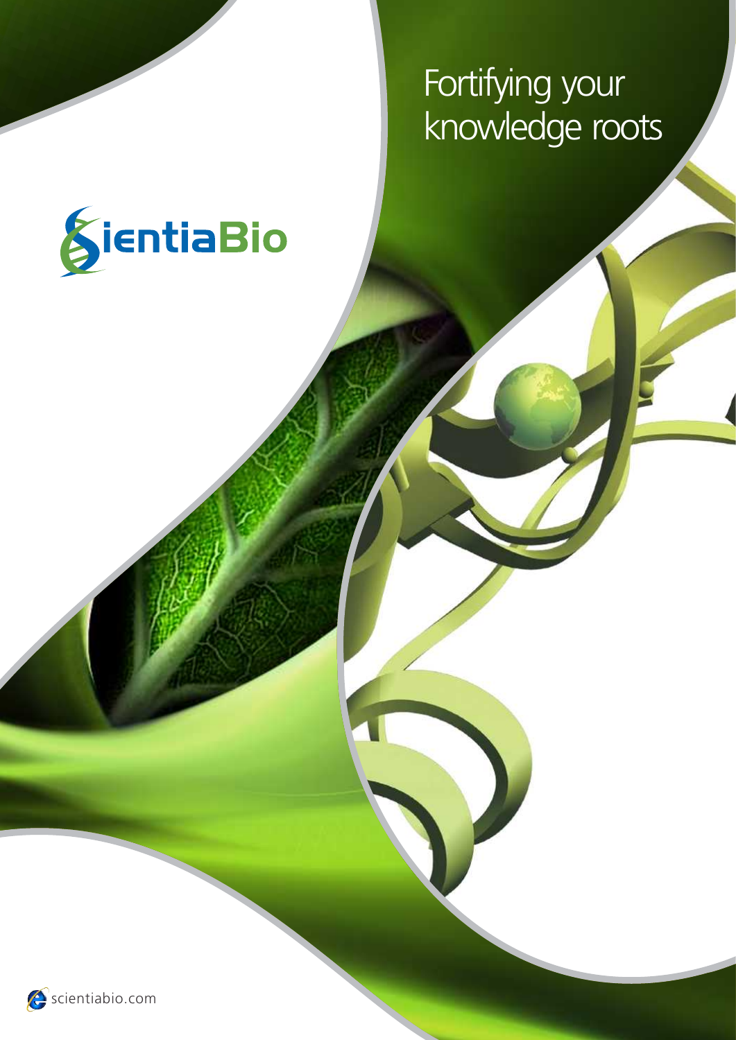# Fortifying your knowledge roots

SientiaBio

scientiabio.com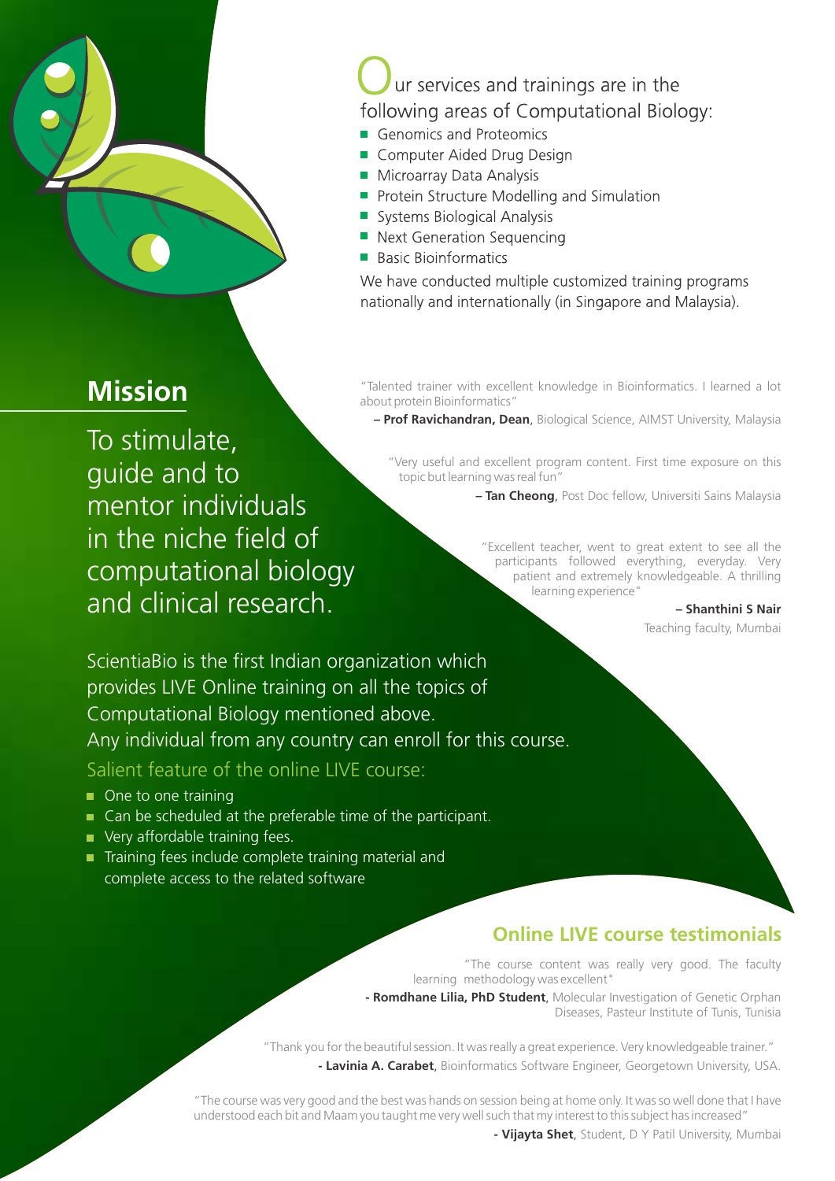Our services and trainings are in the following areas of Computational Biology:

- Genomics and Proteomics
- Computer Aided Drug Design
- Microarray Data Analysis
- Protein Structure Modelling and Simulation
- Systems Biological Analysis
- Next Generation Sequencing
- Basic Bioinformatics

We have conducted multiple customized training programs nationally and internationally (in Singapore and Malaysia).

## Mission

To stimulate, guide and to mentor individuals in the niche field of computational biology and clinical research.

"Talented trainer with excellent knowledge in Bioinformatics. I learned a lot about protein Bioinformatics"

**– Prof Ravichandran, Dean**, Biological Science, AIMST University, Malaysia

"Very useful and excellent program content. First time exposure on this topic but learning was real fun"

**– Tan Cheong**, Post Doc fellow, Universiti Sains Malaysia

"Excellent teacher, went to great extent to see all the participants followed everything, everyday. Very patient and extremely knowledgeable. A thrilling learning experience"

**– Shanthini S Nair**

Teaching faculty, Mumbai

ScientiaBio is the first Indian organization which provides LIVE Online training on all the topics of Computational Biology mentioned above.

Any individual from any country can enroll for this course.

### Salient feature of the online LIVE course:

- One to one training
- Can be scheduled at the preferable time of the participant.
- Very affordable training fees.
- Training fees include complete training material and complete access to the related software

## Online LIVE course testimonials

"The course content was really very good. The faculty learning methodology was excellent"

**- Romdhane Lilia, PhD Student**, Molecular Investigation of Genetic Orphan Diseases, Pasteur Institute of Tunis, Tunisia

"Thank you for the beautiful session. It was really a great experience. Very knowledgeable trainer."

**- Lavinia A. Carabet**, Bioinformatics Software Engineer, Georgetown University, USA.

"The course was very good and the best was hands on session being at home only. It was so well done that I have understood each bit and Maam you taught me very well such that my interest to this subject has increased"

**- Vijayta Shet**, Student, D Y Patil University, Mumbai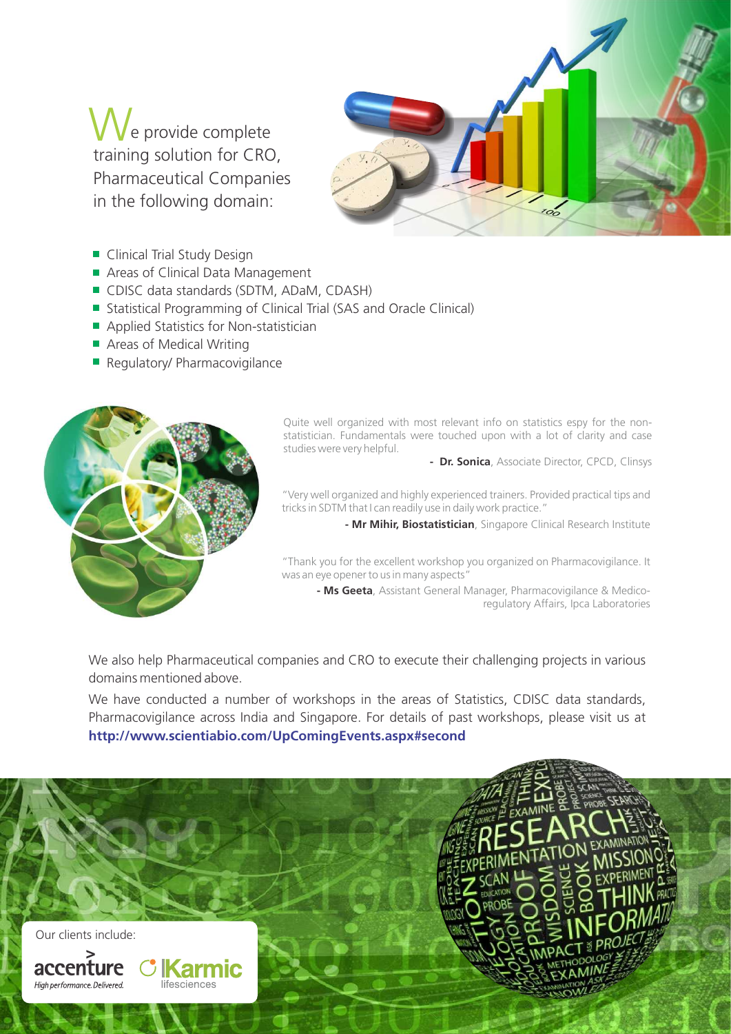We provide complete training solution for CRO, Pharmaceutical Companies in the following domain:

- Clinical Trial Study Design
- Areas of Clinical Data Management
- CDISC data standards (SDTM, ADaM, CDASH)
- Statistical Programming of Clinical Trial (SAS and Oracle Clinical)
- Applied Statistics for Non-statistician
- Areas of Medical Writing
- Regulatory/ Pharmacovigilance

Quite well organized with most relevant info on statistics espy for the non-statistician. Fundamentals were touched upon with a lot of clarity and case studies were very helpful.

**- Dr. Sonica**, Associate Director, CPCD, Clinsys

"Very well organized and highly experienced trainers. Provided practical tips and tricks in SDTM that I can readily use in daily work practice."

**- Mr Mihir, Biostatistician**, Singapore Clinical Research Institute

"Thank you for the excellent workshop you organized on Pharmacovigilance. It was an eye opener to us in many aspects"

**- Ms Geeta**, Assistant General Manager, Pharmacovigilance & Medico-regulatory Affairs, Ipca Laboratories

We also help Pharmaceutical companies and CRO to execute their challenging projects in various domains mentioned above.

We have conducted a number of workshops in the areas of Statistics, CDISC data standards, Pharmacovigilance across India and Singapore. For details of past workshops, please visit us at **http://www.scientiabio.com/UpComingEvents.aspx#second**

Our clients include:

accenture High performance. Delivered.

Karmic lifesciences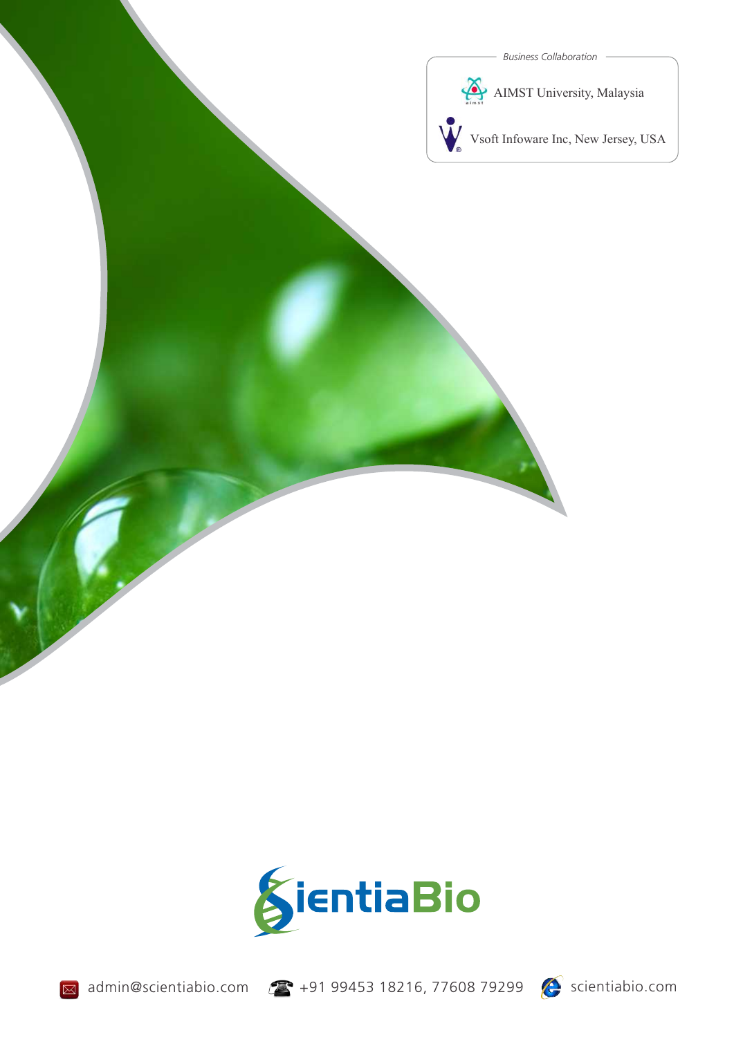*Business Collaboration*

AIMST University, Malaysia

Vsoft Infoware Inc, New Jersey, USA

SientiaBio

admin@scientiabio.com +91 99453 18216, 77608 79299 scientiabio.com